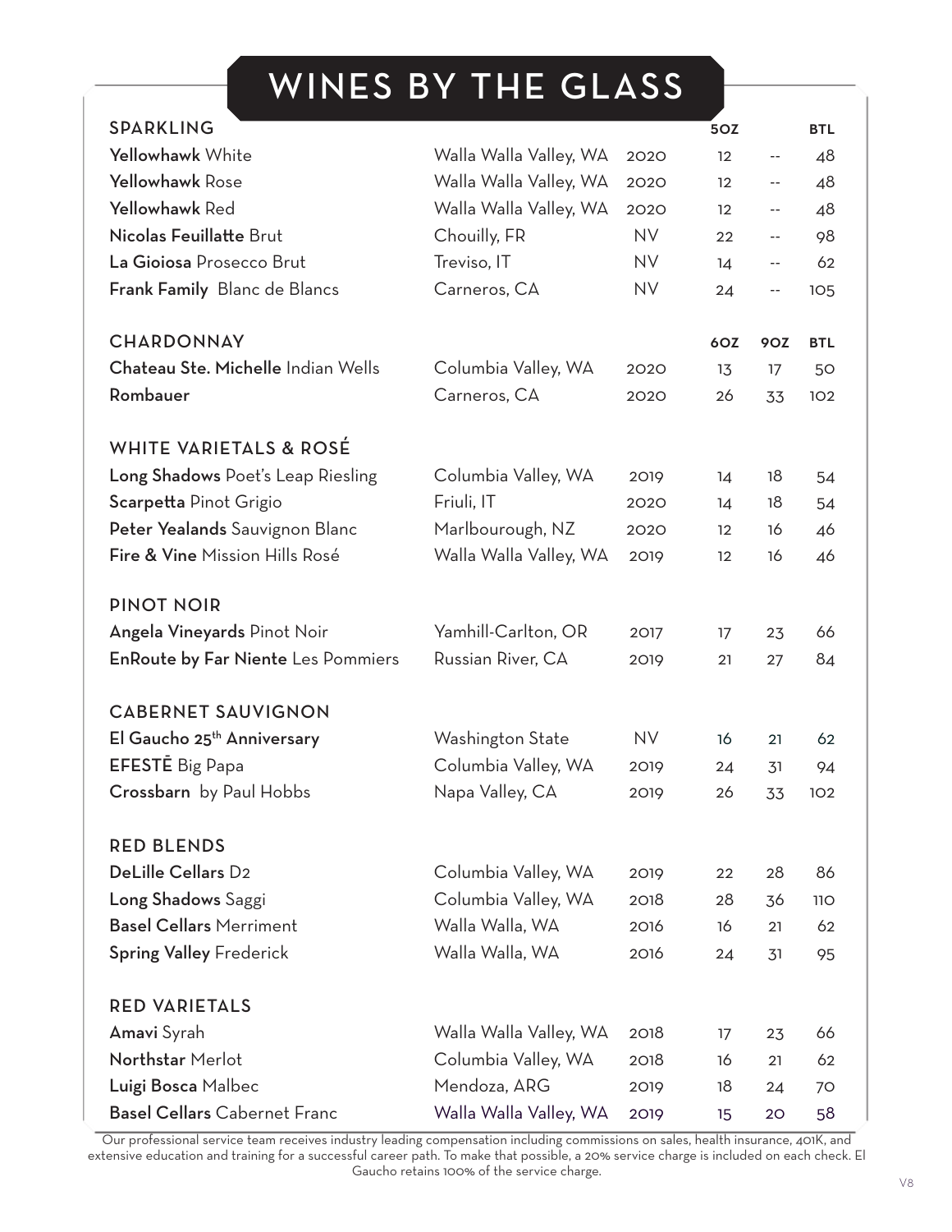# WINES BY THE GLASS

| SPARKLING | | | 5OZ | | BTL |
|---|---|---|---|---|---|
| **Yellowhawk** White | Walla Walla Valley, WA | 2020 | 12 | -- | 48 |
| **Yellowhawk** Rose | Walla Walla Valley, WA | 2020 | 12 | -- | 48 |
| **Yellowhawk** Red | Walla Walla Valley, WA | 2020 | 12 | -- | 48 |
| **Nicolas Feuillatte** Brut | Chouilly, FR | NV | 22 | -- | 98 |
| **La Gioiosa** Prosecco Brut | Treviso, IT | NV | 14 | -- | 62 |
| **Frank Family** Blanc de Blancs | Carneros, CA | NV | 24 | -- | 105 |

| CHARDONNAY | | | 6OZ | 9OZ | BTL |
|---|---|---|---|---|---|
| **Chateau Ste. Michelle** Indian Wells | Columbia Valley, WA | 2020 | 13 | 17 | 50 |
| **Rombauer** | Carneros, CA | 2020 | 26 | 33 | 102 |
| **WHITE VARIETALS & ROSÉ** | | | | | |
| **Long Shadows** Poet's Leap Riesling | Columbia Valley, WA | 2019 | 14 | 18 | 54 |
| **Scarpetta** Pinot Grigio | Friuli, IT | 2020 | 14 | 18 | 54 |
| **Peter Yealands** Sauvignon Blanc | Marlbourough, NZ | 2020 | 12 | 16 | 46 |
| **Fire & Vine** Mission Hills Rosé | Walla Walla Valley, WA | 2019 | 12 | 16 | 46 |
| **PINOT NOIR** | | | | | |
| **Angela Vineyards** Pinot Noir | Yamhill-Carlton, OR | 2017 | 17 | 23 | 66 |
| **EnRoute by Far Niente** Les Pommiers | Russian River, CA | 2019 | 21 | 27 | 84 |
| **CABERNET SAUVIGNON** | | | | | |
| **El Gaucho 25th Anniversary** | Washington State | NV | 16 | 21 | 62 |
| **EFESTĒ** Big Papa | Columbia Valley, WA | 2019 | 24 | 31 | 94 |
| **Crossbarn** by Paul Hobbs | Napa Valley, CA | 2019 | 26 | 33 | 102 |
| **RED BLENDS** | | | | | |
| **DeLille Cellars** D2 | Columbia Valley, WA | 2019 | 22 | 28 | 86 |
| **Long Shadows** Saggi | Columbia Valley, WA | 2018 | 28 | 36 | 110 |
| **Basel Cellars** Merriment | Walla Walla, WA | 2016 | 16 | 21 | 62 |
| **Spring Valley** Frederick | Walla Walla, WA | 2016 | 24 | 31 | 95 |
| **RED VARIETALS** | | | | | |
| **Amavi** Syrah | Walla Walla Valley, WA | 2018 | 17 | 23 | 66 |
| **Northstar** Merlot | Columbia Valley, WA | 2018 | 16 | 21 | 62 |
| **Luigi Bosca** Malbec | Mendoza, ARG | 2019 | 18 | 24 | 70 |
| **Basel Cellars** Cabernet Franc | Walla Walla Valley, WA | 2019 | 15 | 20 | 58 |

Our professional service team receives industry leading compensation including commissions on sales, health insurance, 401K, and extensive education and training for a successful career path. To make that possible, a 20% service charge is included on each check. El Gaucho retains 100% of the service charge.

V8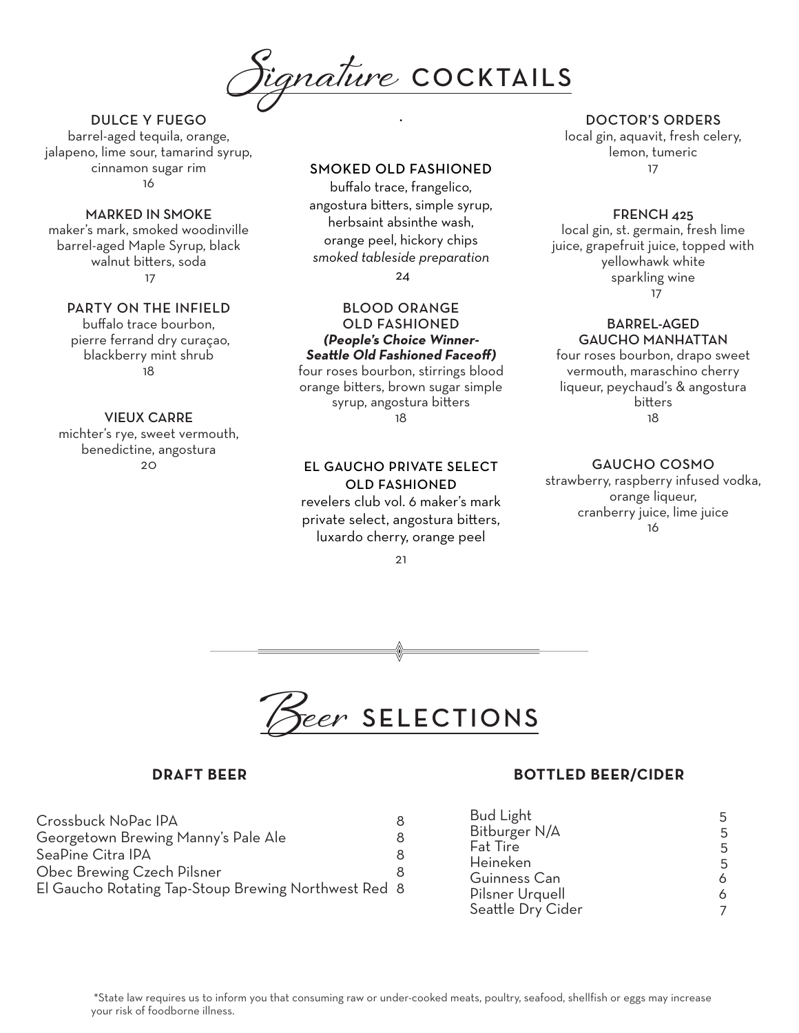# Signature COCKTAILS

### DULCE Y FUEGO
barrel-aged tequila, orange, jalapeno, lime sour, tamarind syrup, cinnamon sugar rim
16

### MARKED IN SMOKE
maker's mark, smoked woodinville barrel-aged Maple Syrup, black walnut bitters, soda
17

### PARTY ON THE INFIELD
buffalo trace bourbon, pierre ferrand dry curaçao, blackberry mint shrub
18

### VIEUX CARRE
michter's rye, sweet vermouth, benedictine, angostura
20

### SMOKED OLD FASHIONED
buffalo trace, frangelico, angostura bitters, simple syrup, herbsaint absinthe wash, orange peel, hickory chips
*smoked tableside preparation*
24

### BLOOD ORANGE OLD FASHIONED
***(People's Choice Winner- Seattle Old Fashioned Faceoff)***
four roses bourbon, stirrings blood orange bitters, brown sugar simple syrup, angostura bitters
18

### EL GAUCHO PRIVATE SELECT OLD FASHIONED
revelers club vol. 6 maker's mark private select, angostura bitters, luxardo cherry, orange peel
21

### DOCTOR'S ORDERS
local gin, aquavit, fresh celery, lemon, tumeric
17

### FRENCH 425
local gin, st. germain, fresh lime juice, grapefruit juice, topped with yellowhawk white sparkling wine
17

### BARREL-AGED GAUCHO MANHATTAN
four roses bourbon, drapo sweet vermouth, maraschino cherry liqueur, peychaud's & angostura bitters
18

### GAUCHO COSMO
strawberry, raspberry infused vodka, orange liqueur, cranberry juice, lime juice
16

# Beer SELECTIONS

## DRAFT BEER

| | |
|---|---|
| Crossbuck NoPac IPA | 8 |
| Georgetown Brewing Manny's Pale Ale | 8 |
| SeaPine Citra IPA | 8 |
| Obec Brewing Czech Pilsner | 8 |
| El Gaucho Rotating Tap-Stoup Brewing Northwest Red | 8 |

## BOTTLED BEER/CIDER

| | |
|---|---|
| Bud Light | 5 |
| Bitburger N/A | 5 |
| Fat Tire | 5 |
| Heineken | 5 |
| Guinness Can | 6 |
| Pilsner Urquell | 6 |
| Seattle Dry Cider | 7 |

*State law requires us to inform you that consuming raw or under-cooked meats, poultry, seafood, shellfish or eggs may increase your risk of foodborne illness.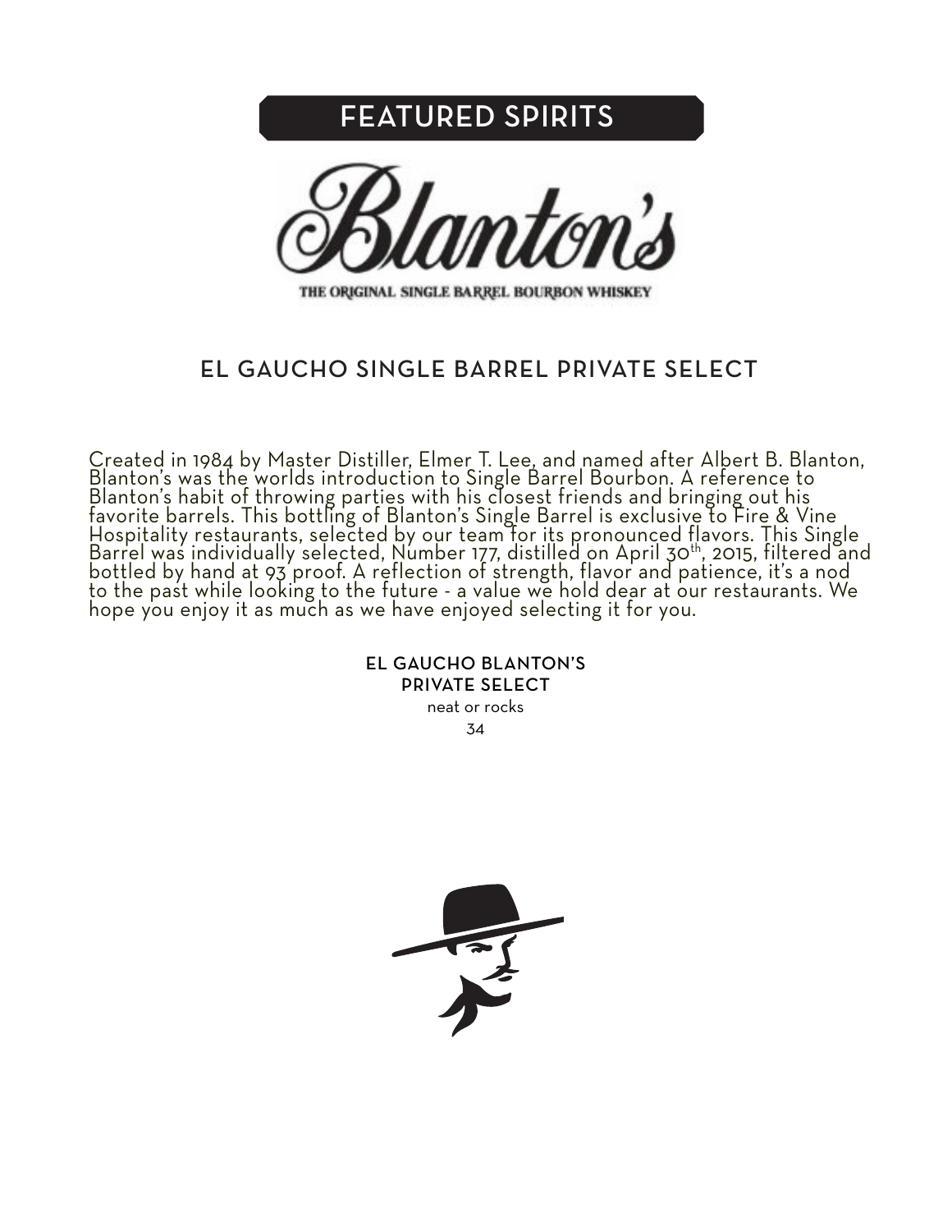# FEATURED SPIRITS

Blanton's

THE ORIGINAL SINGLE BARREL BOURBON WHISKEY

## EL GAUCHO SINGLE BARREL PRIVATE SELECT

Created in 1984 by Master Distiller, Elmer T. Lee, and named after Albert B. Blanton, Blanton's was the worlds introduction to Single Barrel Bourbon. A reference to Blanton's habit of throwing parties with his closest friends and bringing out his favorite barrels. This bottling of Blanton's Single Barrel is exclusive to Fire & Vine Hospitality restaurants, selected by our team for its pronounced flavors. This Single Barrel was individually selected, Number 177, distilled on April 30th, 2015, filtered and bottled by hand at 93 proof. A reflection of strength, flavor and patience, it's a nod to the past while looking to the future - a value we hold dear at our restaurants. We hope you enjoy it as much as we have enjoyed selecting it for you.

**EL GAUCHO BLANTON'S PRIVATE SELECT**
neat or rocks
34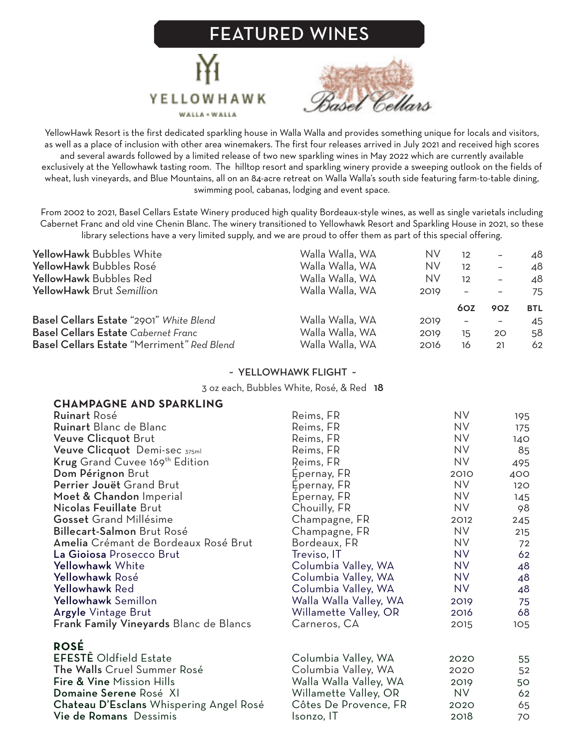# FEATURED WINES

YellowHawk Resort is the first dedicated sparkling house in Walla Walla and provides something unique for locals and visitors, as well as a place of inclusion with other area winemakers. The first four releases arrived in July 2021 and received high scores and several awards followed by a limited release of two new sparkling wines in May 2022 which are currently available exclusively at the Yellowhawk tasting room. The hilltop resort and sparkling winery provide a sweeping outlook on the fields of wheat, lush vineyards, and Blue Mountains, all on an 84-acre retreat on Walla Walla's south side featuring farm-to-table dining, swimming pool, cabanas, lodging and event space.

From 2002 to 2021, Basel Cellars Estate Winery produced high quality Bordeaux-style wines, as well as single varietals including Cabernet Franc and old vine Chenin Blanc. The winery transitioned to Yellowhawk Resort and Sparkling House in 2021, so these library selections have a very limited supply, and we are proud to offer them as part of this special offering.

| Wine | Region | Vintage | 6OZ | 9OZ | BTL |
|---|---|---|---|---|---|
| **YellowHawk** Bubbles White | Walla Walla, WA | NV | 12 | – | 48 |
| **YellowHawk** Bubbles Rosé | Walla Walla, WA | NV | 12 | – | 48 |
| **YellowHawk** Bubbles Red | Walla Walla, WA | NV | 12 | – | 48 |
| **YellowHawk** Brut *Semillion* | Walla Walla, WA | 2019 | – | – | 75 |
| **Basel Cellars Estate** "2901" *White Blend* | Walla Walla, WA | 2019 | – | – | 45 |
| **Basel Cellars Estate** *Cabernet Franc* | Walla Walla, WA | 2019 | 15 | 20 | 58 |
| **Basel Cellars Estate** "Merriment" *Red Blend* | Walla Walla, WA | 2016 | 16 | 21 | 62 |

~ YELLOWHAWK FLIGHT ~

3 oz each, Bubbles White, Rosé, & Red **18**

## CHAMPAGNE AND SPARKLING

| Wine | Region | Vintage | Price |
|---|---|---|---|
| **Ruinart** Rosé | Reims, FR | NV | 195 |
| **Ruinart** Blanc de Blanc | Reims, FR | NV | 175 |
| **Veuve Clicquot** Brut | Reims, FR | NV | 140 |
| **Veuve Clicquot** Demi-sec 375ml | Reims, FR | NV | 85 |
| **Krug** Grand Cuvee 169th Edition | Reims, FR | NV | 495 |
| **Dom Pérignon** Brut | Épernay, FR | 2010 | 400 |
| **Perrier Jouët** Grand Brut | Épernay, FR | NV | 120 |
| **Moet & Chandon** Imperial | Épernay, FR | NV | 145 |
| **Nicolas Feuillate** Brut | Chouilly, FR | NV | 98 |
| **Gosset** Grand Millésime | Champagne, FR | 2012 | 245 |
| **Billecart-Salmon** Brut Rosé | Champagne, FR | NV | 215 |
| **Amelia** Crémant de Bordeaux Rosé Brut | Bordeaux, FR | NV | 72 |
| **La Gioiosa** Prosecco Brut | Treviso, IT | NV | 62 |
| **Yellowhawk** White | Columbia Valley, WA | NV | 48 |
| **Yellowhawk** Rosé | Columbia Valley, WA | NV | 48 |
| **Yellowhawk** Red | Columbia Valley, WA | NV | 48 |
| **Yellowhawk** Semillon | Walla Walla Valley, WA | 2019 | 75 |
| **Argyle** Vintage Brut | Willamette Valley, OR | 2016 | 68 |
| **Frank Family Vineyards** Blanc de Blancs | Carneros, CA | 2015 | 105 |

## ROSÉ

| Wine | Region | Vintage | Price |
|---|---|---|---|
| **EFESTĒ** Oldfield Estate | Columbia Valley, WA | 2020 | 55 |
| **The Walls** Cruel Summer Rosé | Columbia Valley, WA | 2020 | 52 |
| **Fire & Vine** Mission Hills | Walla Walla Valley, WA | 2019 | 50 |
| **Domaine Serene** Rosé XI | Willamette Valley, OR | NV | 62 |
| **Chateau D'Esclans** Whispering Angel Rosé | Côtes De Provence, FR | 2020 | 65 |
| **Vie de Romans** Dessimis | Isonzo, IT | 2018 | 70 |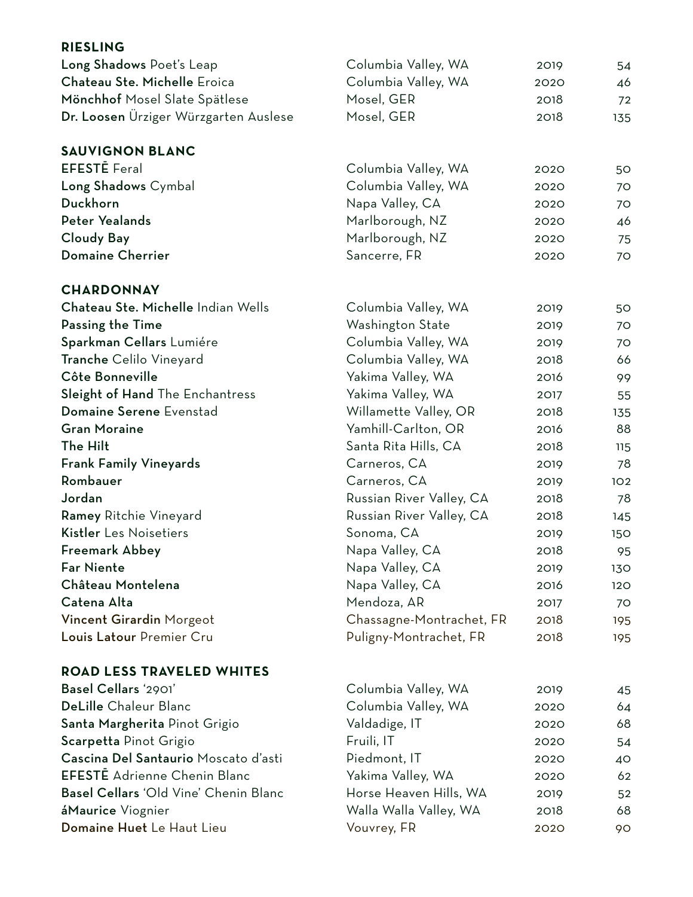## RIESLING

| | | | |
|---|---|---|---|
| **Long Shadows** Poet's Leap | Columbia Valley, WA | 2019 | 54 |
| **Chateau Ste. Michelle** Eroica | Columbia Valley, WA | 2020 | 46 |
| **Mönchhof** Mosel Slate Spätlese | Mosel, GER | 2018 | 72 |
| **Dr. Loosen** Ürziger Würzgarten Auslese | Mosel, GER | 2018 | 135 |

## SAUVIGNON BLANC

| | | | |
|---|---|---|---|
| **EFESTĒ** Feral | Columbia Valley, WA | 2020 | 50 |
| **Long Shadows** Cymbal | Columbia Valley, WA | 2020 | 70 |
| **Duckhorn** | Napa Valley, CA | 2020 | 70 |
| **Peter Yealands** | Marlborough, NZ | 2020 | 46 |
| **Cloudy Bay** | Marlborough, NZ | 2020 | 75 |
| **Domaine Cherrier** | Sancerre, FR | 2020 | 70 |

## CHARDONNAY

| | | | |
|---|---|---|---|
| **Chateau Ste. Michelle** Indian Wells | Columbia Valley, WA | 2019 | 50 |
| **Passing the Time** | Washington State | 2019 | 70 |
| **Sparkman Cellars** Lumiére | Columbia Valley, WA | 2019 | 70 |
| **Tranche** Celilo Vineyard | Columbia Valley, WA | 2018 | 66 |
| **Côte Bonneville** | Yakima Valley, WA | 2016 | 99 |
| **Sleight of Hand** The Enchantress | Yakima Valley, WA | 2017 | 55 |
| **Domaine Serene** Evenstad | Willamette Valley, OR | 2018 | 135 |
| **Gran Moraine** | Yamhill-Carlton, OR | 2016 | 88 |
| **The Hilt** | Santa Rita Hills, CA | 2018 | 115 |
| **Frank Family Vineyards** | Carneros, CA | 2019 | 78 |
| **Rombauer** | Carneros, CA | 2019 | 102 |
| **Jordan** | Russian River Valley, CA | 2018 | 78 |
| **Ramey** Ritchie Vineyard | Russian River Valley, CA | 2018 | 145 |
| **Kistler** Les Noisetiers | Sonoma, CA | 2019 | 150 |
| **Freemark Abbey** | Napa Valley, CA | 2018 | 95 |
| **Far Niente** | Napa Valley, CA | 2019 | 130 |
| **Château Montelena** | Napa Valley, CA | 2016 | 120 |
| **Catena Alta** | Mendoza, AR | 2017 | 70 |
| **Vincent Girardin** Morgeot | Chassagne-Montrachet, FR | 2018 | 195 |
| **Louis Latour** Premier Cru | Puligny-Montrachet, FR | 2018 | 195 |

## ROAD LESS TRAVELED WHITES

| | | | |
|---|---|---|---|
| **Basel Cellars** '2901' | Columbia Valley, WA | 2019 | 45 |
| **DeLille** Chaleur Blanc | Columbia Valley, WA | 2020 | 64 |
| **Santa Margherita** Pinot Grigio | Valdadige, IT | 2020 | 68 |
| **Scarpetta** Pinot Grigio | Fruili, IT | 2020 | 54 |
| **Cascina Del Santaurio** Moscato d'asti | Piedmont, IT | 2020 | 40 |
| **EFESTĒ** Adrienne Chenin Blanc | Yakima Valley, WA | 2020 | 62 |
| **Basel Cellars** 'Old Vine' Chenin Blanc | Horse Heaven Hills, WA | 2019 | 52 |
| **áMaurice** Viognier | Walla Walla Valley, WA | 2018 | 68 |
| **Domaine Huet** Le Haut Lieu | Vouvrey, FR | 2020 | 90 |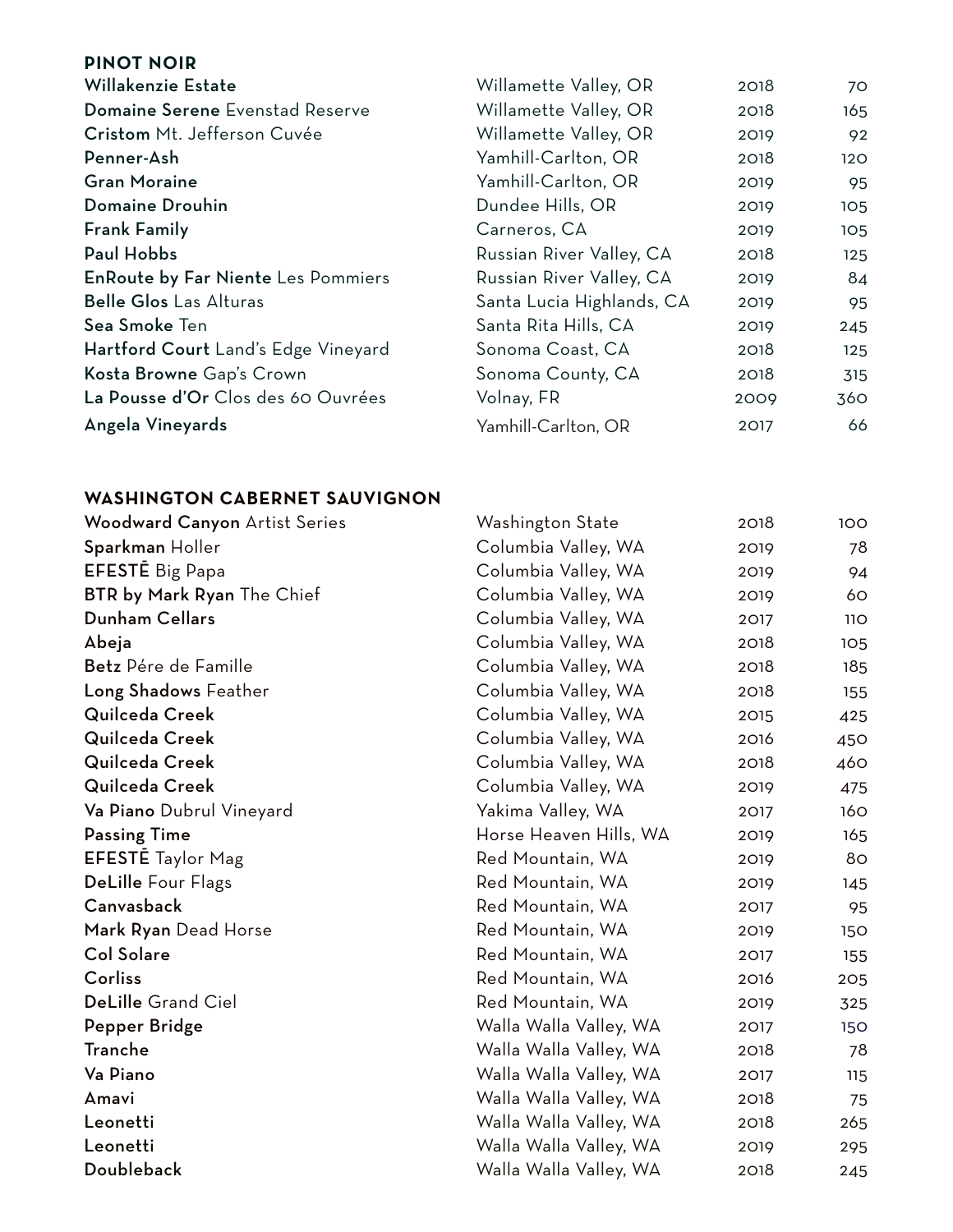## PINOT NOIR

| Wine | Region | Vintage | Price |
|---|---|---|---|
| **Willakenzie Estate** | Willamette Valley, OR | 2018 | 70 |
| **Domaine Serene** Evenstad Reserve | Willamette Valley, OR | 2018 | 165 |
| **Cristom** Mt. Jefferson Cuvée | Willamette Valley, OR | 2019 | 92 |
| **Penner-Ash** | Yamhill-Carlton, OR | 2018 | 120 |
| **Gran Moraine** | Yamhill-Carlton, OR | 2019 | 95 |
| **Domaine Drouhin** | Dundee Hills, OR | 2019 | 105 |
| **Frank Family** | Carneros, CA | 2019 | 105 |
| **Paul Hobbs** | Russian River Valley, CA | 2018 | 125 |
| **EnRoute by Far Niente** Les Pommiers | Russian River Valley, CA | 2019 | 84 |
| **Belle Glos** Las Alturas | Santa Lucia Highlands, CA | 2019 | 95 |
| **Sea Smoke** Ten | Santa Rita Hills, CA | 2019 | 245 |
| **Hartford Court** Land's Edge Vineyard | Sonoma Coast, CA | 2018 | 125 |
| **Kosta Browne** Gap's Crown | Sonoma County, CA | 2018 | 315 |
| **La Pousse d'Or** Clos des 60 Ouvrées | Volnay, FR | 2009 | 360 |
| **Angela Vineyards** | Yamhill-Carlton, OR | 2017 | 66 |

## WASHINGTON CABERNET SAUVIGNON

| Wine | Region | Vintage | Price |
|---|---|---|---|
| **Woodward Canyon** Artist Series | Washington State | 2018 | 100 |
| **Sparkman** Holler | Columbia Valley, WA | 2019 | 78 |
| **EFESTĒ** Big Papa | Columbia Valley, WA | 2019 | 94 |
| **BTR by Mark Ryan** The Chief | Columbia Valley, WA | 2019 | 60 |
| **Dunham Cellars** | Columbia Valley, WA | 2017 | 110 |
| **Abeja** | Columbia Valley, WA | 2018 | 105 |
| **Betz** Pére de Famille | Columbia Valley, WA | 2018 | 185 |
| **Long Shadows** Feather | Columbia Valley, WA | 2018 | 155 |
| **Quilceda Creek** | Columbia Valley, WA | 2015 | 425 |
| **Quilceda Creek** | Columbia Valley, WA | 2016 | 450 |
| **Quilceda Creek** | Columbia Valley, WA | 2018 | 460 |
| **Quilceda Creek** | Columbia Valley, WA | 2019 | 475 |
| **Va Piano** Dubrul Vineyard | Yakima Valley, WA | 2017 | 160 |
| **Passing Time** | Horse Heaven Hills, WA | 2019 | 165 |
| **EFESTĒ** Taylor Mag | Red Mountain, WA | 2019 | 80 |
| **DeLille** Four Flags | Red Mountain, WA | 2019 | 145 |
| **Canvasback** | Red Mountain, WA | 2017 | 95 |
| **Mark Ryan** Dead Horse | Red Mountain, WA | 2019 | 150 |
| **Col Solare** | Red Mountain, WA | 2017 | 155 |
| **Corliss** | Red Mountain, WA | 2016 | 205 |
| **DeLille** Grand Ciel | Red Mountain, WA | 2019 | 325 |
| **Pepper Bridge** | Walla Walla Valley, WA | 2017 | 150 |
| **Tranche** | Walla Walla Valley, WA | 2018 | 78 |
| **Va Piano** | Walla Walla Valley, WA | 2017 | 115 |
| **Amavi** | Walla Walla Valley, WA | 2018 | 75 |
| **Leonetti** | Walla Walla Valley, WA | 2018 | 265 |
| **Leonetti** | Walla Walla Valley, WA | 2019 | 295 |
| **Doubleback** | Walla Walla Valley, WA | 2018 | 245 |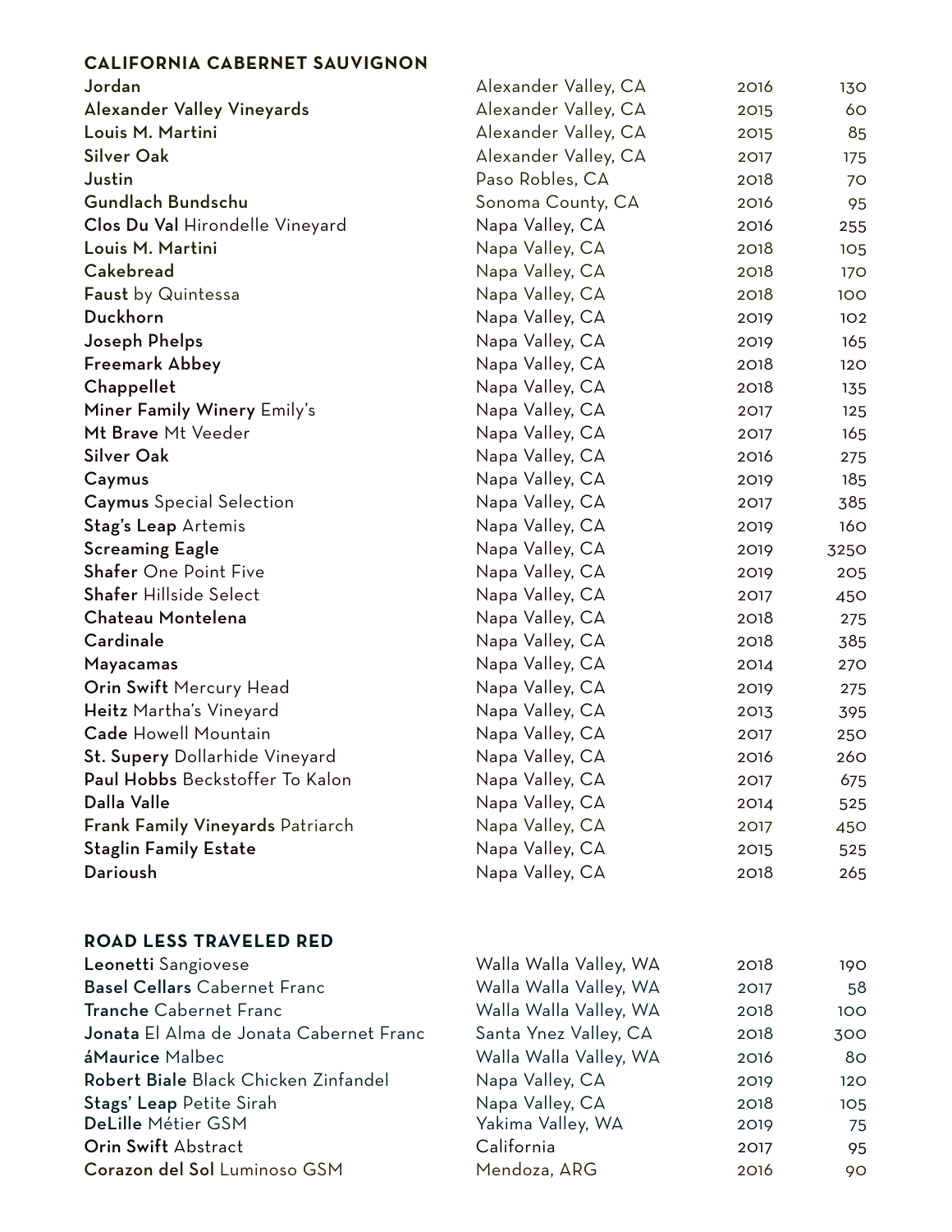## CALIFORNIA CABERNET SAUVIGNON

| Wine | Region | Vintage | Price |
|---|---|---|---|
| **Jordan** | Alexander Valley, CA | 2016 | 130 |
| **Alexander Valley Vineyards** | Alexander Valley, CA | 2015 | 60 |
| **Louis M. Martini** | Alexander Valley, CA | 2015 | 85 |
| **Silver Oak** | Alexander Valley, CA | 2017 | 175 |
| **Justin** | Paso Robles, CA | 2018 | 70 |
| **Gundlach Bundschu** | Sonoma County, CA | 2016 | 95 |
| **Clos Du Val** Hirondelle Vineyard | Napa Valley, CA | 2016 | 255 |
| **Louis M. Martini** | Napa Valley, CA | 2018 | 105 |
| **Cakebread** | Napa Valley, CA | 2018 | 170 |
| **Faust** by Quintessa | Napa Valley, CA | 2018 | 100 |
| **Duckhorn** | Napa Valley, CA | 2019 | 102 |
| **Joseph Phelps** | Napa Valley, CA | 2019 | 165 |
| **Freemark Abbey** | Napa Valley, CA | 2018 | 120 |
| **Chappellet** | Napa Valley, CA | 2018 | 135 |
| **Miner Family Winery** Emily's | Napa Valley, CA | 2017 | 125 |
| **Mt Brave** Mt Veeder | Napa Valley, CA | 2017 | 165 |
| **Silver Oak** | Napa Valley, CA | 2016 | 275 |
| **Caymus** | Napa Valley, CA | 2019 | 185 |
| **Caymus** Special Selection | Napa Valley, CA | 2017 | 385 |
| **Stag's Leap** Artemis | Napa Valley, CA | 2019 | 160 |
| **Screaming Eagle** | Napa Valley, CA | 2019 | 3250 |
| **Shafer** One Point Five | Napa Valley, CA | 2019 | 205 |
| **Shafer** Hillside Select | Napa Valley, CA | 2017 | 450 |
| **Chateau Montelena** | Napa Valley, CA | 2018 | 275 |
| **Cardinale** | Napa Valley, CA | 2018 | 385 |
| **Mayacamas** | Napa Valley, CA | 2014 | 270 |
| **Orin Swift** Mercury Head | Napa Valley, CA | 2019 | 275 |
| **Heitz** Martha's Vineyard | Napa Valley, CA | 2013 | 395 |
| **Cade** Howell Mountain | Napa Valley, CA | 2017 | 250 |
| **St. Supery** Dollarhide Vineyard | Napa Valley, CA | 2016 | 260 |
| **Paul Hobbs** Beckstoffer To Kalon | Napa Valley, CA | 2017 | 675 |
| **Dalla Valle** | Napa Valley, CA | 2014 | 525 |
| **Frank Family Vineyards** Patriarch | Napa Valley, CA | 2017 | 450 |
| **Staglin Family Estate** | Napa Valley, CA | 2015 | 525 |
| **Darioush** | Napa Valley, CA | 2018 | 265 |

## ROAD LESS TRAVELED RED

| Wine | Region | Vintage | Price |
|---|---|---|---|
| **Leonetti** Sangiovese | Walla Walla Valley, WA | 2018 | 190 |
| **Basel Cellars** Cabernet Franc | Walla Walla Valley, WA | 2017 | 58 |
| **Tranche** Cabernet Franc | Walla Walla Valley, WA | 2018 | 100 |
| **Jonata** El Alma de Jonata Cabernet Franc | Santa Ynez Valley, CA | 2018 | 300 |
| **áMaurice** Malbec | Walla Walla Valley, WA | 2016 | 80 |
| **Robert Biale** Black Chicken Zinfandel | Napa Valley, CA | 2019 | 120 |
| **Stags' Leap** Petite Sirah | Napa Valley, CA | 2018 | 105 |
| **DeLille** Métier GSM | Yakima Valley, WA | 2019 | 75 |
| **Orin Swift** Abstract | California | 2017 | 95 |
| **Corazon del Sol** Luminoso GSM | Mendoza, ARG | 2016 | 90 |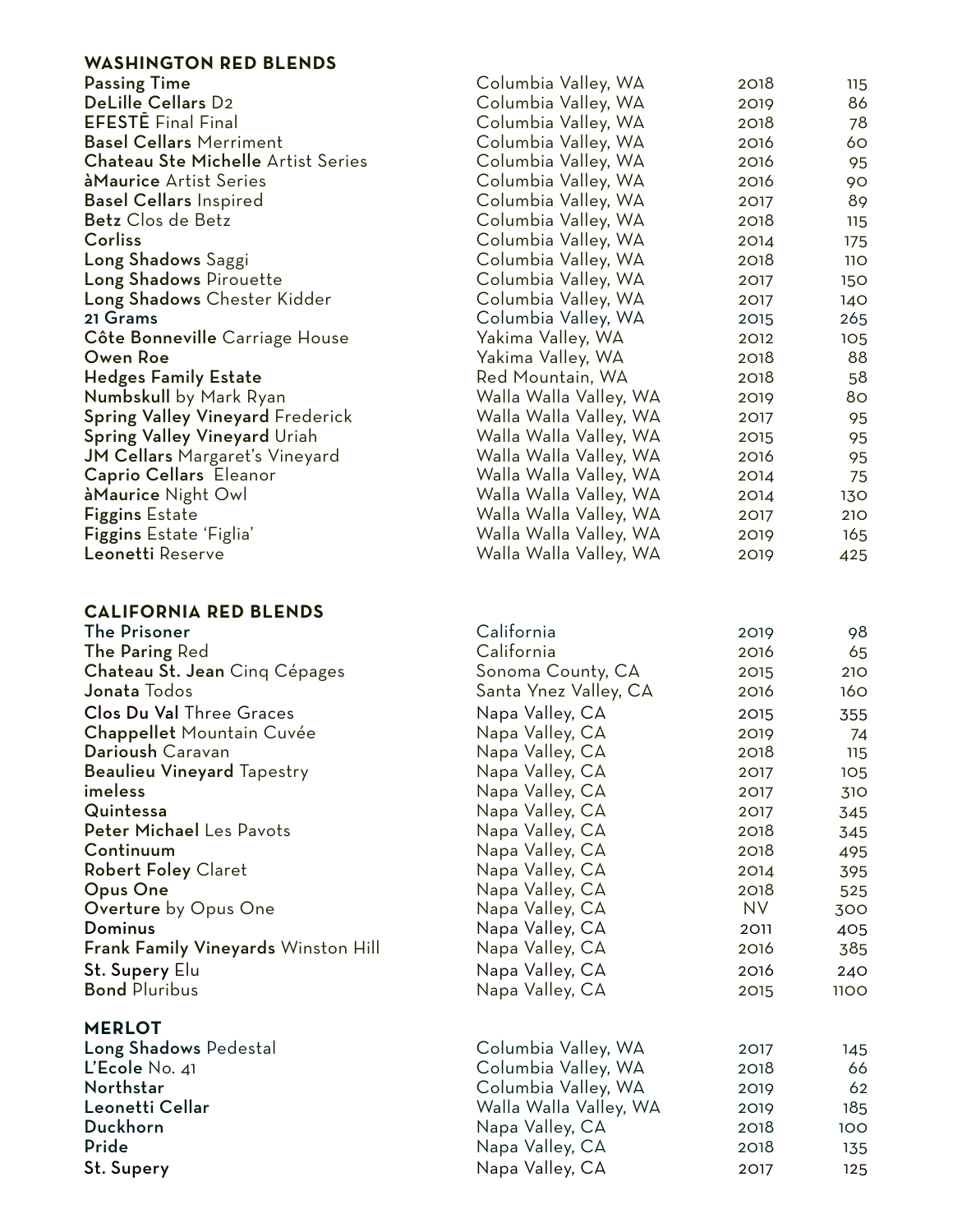## WASHINGTON RED BLENDS

| Wine | Region | Vintage | Price |
|---|---|---|---|
| **Passing Time** | Columbia Valley, WA | 2018 | 115 |
| **DeLille Cellars** D2 | Columbia Valley, WA | 2019 | 86 |
| **EFESTĒ** Final Final | Columbia Valley, WA | 2018 | 78 |
| **Basel Cellars** Merriment | Columbia Valley, WA | 2016 | 60 |
| **Chateau Ste Michelle** Artist Series | Columbia Valley, WA | 2016 | 95 |
| **àMaurice** Artist Series | Columbia Valley, WA | 2016 | 90 |
| **Basel Cellars** Inspired | Columbia Valley, WA | 2017 | 89 |
| **Betz** Clos de Betz | Columbia Valley, WA | 2018 | 115 |
| **Corliss** | Columbia Valley, WA | 2014 | 175 |
| **Long Shadows** Saggi | Columbia Valley, WA | 2018 | 110 |
| **Long Shadows** Pirouette | Columbia Valley, WA | 2017 | 150 |
| **Long Shadows** Chester Kidder | Columbia Valley, WA | 2017 | 140 |
| **21 Grams** | Columbia Valley, WA | 2015 | 265 |
| **Côte Bonneville** Carriage House | Yakima Valley, WA | 2012 | 105 |
| **Owen Roe** | Yakima Valley, WA | 2018 | 88 |
| **Hedges Family Estate** | Red Mountain, WA | 2018 | 58 |
| **Numbskull** by Mark Ryan | Walla Walla Valley, WA | 2019 | 80 |
| **Spring Valley Vineyard** Frederick | Walla Walla Valley, WA | 2017 | 95 |
| **Spring Valley Vineyard** Uriah | Walla Walla Valley, WA | 2015 | 95 |
| **JM Cellars** Margaret's Vineyard | Walla Walla Valley, WA | 2016 | 95 |
| **Caprio Cellars** Eleanor | Walla Walla Valley, WA | 2014 | 75 |
| **àMaurice** Night Owl | Walla Walla Valley, WA | 2014 | 130 |
| **Figgins** Estate | Walla Walla Valley, WA | 2017 | 210 |
| **Figgins** Estate 'Figlia' | Walla Walla Valley, WA | 2019 | 165 |
| **Leonetti** Reserve | Walla Walla Valley, WA | 2019 | 425 |

## CALIFORNIA RED BLENDS

| Wine | Region | Vintage | Price |
|---|---|---|---|
| **The Prisoner** | California | 2019 | 98 |
| **The Paring** Red | California | 2016 | 65 |
| **Chateau St. Jean** Cinq Cépages | Sonoma County, CA | 2015 | 210 |
| **Jonata** Todos | Santa Ynez Valley, CA | 2016 | 160 |
| **Clos Du Val** Three Graces | Napa Valley, CA | 2015 | 355 |
| **Chappellet** Mountain Cuvée | Napa Valley, CA | 2019 | 74 |
| **Darioush** Caravan | Napa Valley, CA | 2018 | 115 |
| **Beaulieu Vineyard** Tapestry | Napa Valley, CA | 2017 | 105 |
| **imeless** | Napa Valley, CA | 2017 | 310 |
| **Quintessa** | Napa Valley, CA | 2017 | 345 |
| **Peter Michael** Les Pavots | Napa Valley, CA | 2018 | 345 |
| **Continuum** | Napa Valley, CA | 2018 | 495 |
| **Robert Foley** Claret | Napa Valley, CA | 2014 | 395 |
| **Opus One** | Napa Valley, CA | 2018 | 525 |
| **Overture** by Opus One | Napa Valley, CA | NV | 300 |
| **Dominus** | Napa Valley, CA | 2011 | 405 |
| **Frank Family Vineyards** Winston Hill | Napa Valley, CA | 2016 | 385 |
| **St. Supery** Elu | Napa Valley, CA | 2016 | 240 |
| **Bond** Pluribus | Napa Valley, CA | 2015 | 1100 |

## MERLOT

| Wine | Region | Vintage | Price |
|---|---|---|---|
| **Long Shadows** Pedestal | Columbia Valley, WA | 2017 | 145 |
| **L'Ecole** No. 41 | Columbia Valley, WA | 2018 | 66 |
| **Northstar** | Columbia Valley, WA | 2019 | 62 |
| **Leonetti Cellar** | Walla Walla Valley, WA | 2019 | 185 |
| **Duckhorn** | Napa Valley, CA | 2018 | 100 |
| **Pride** | Napa Valley, CA | 2018 | 135 |
| **St. Supery** | Napa Valley, CA | 2017 | 125 |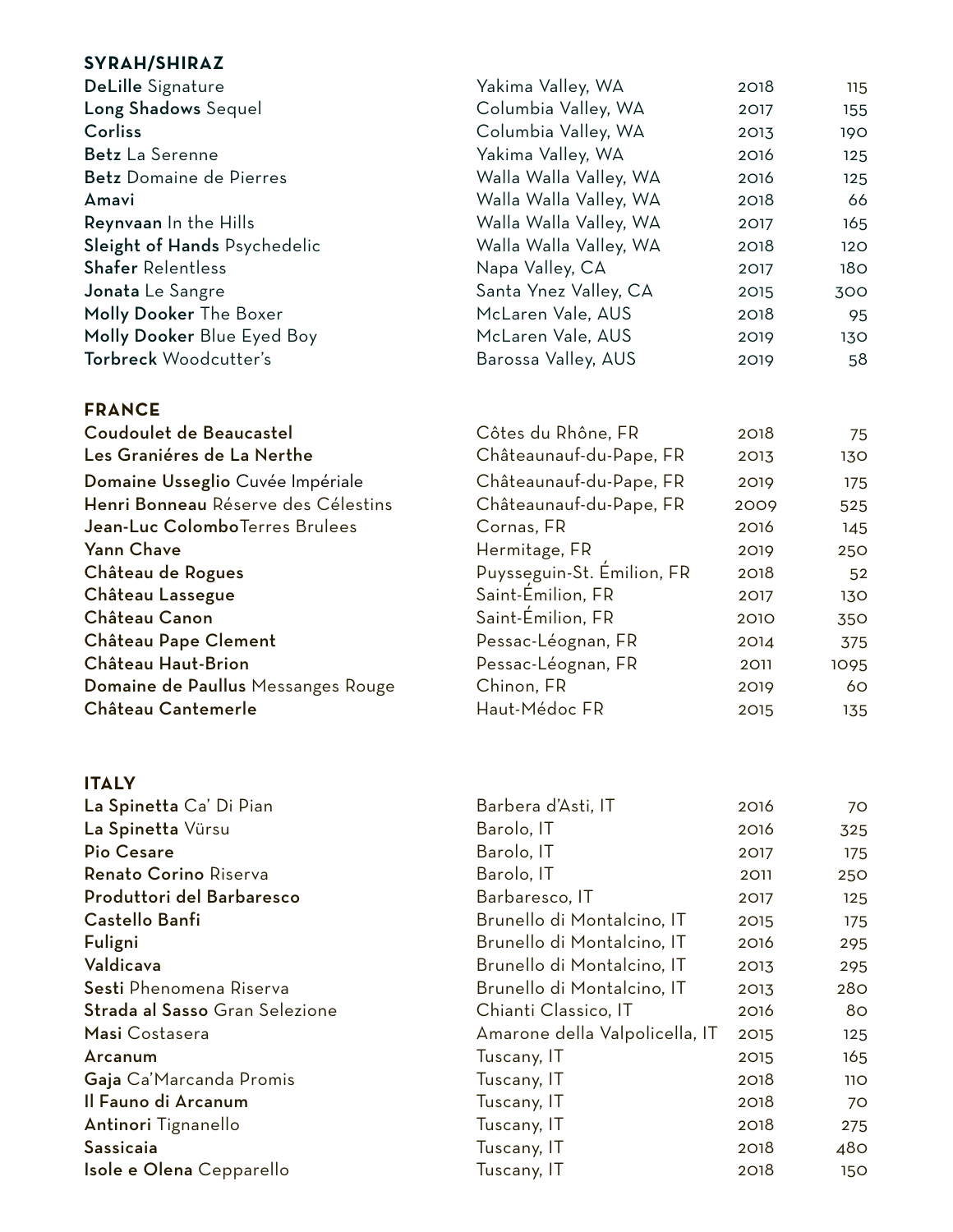## SYRAH/SHIRAZ

| Wine | Region | Vintage | Price |
|---|---|---|---|
| **DeLille** Signature | Yakima Valley, WA | 2018 | 115 |
| **Long Shadows** Sequel | Columbia Valley, WA | 2017 | 155 |
| **Corliss** | Columbia Valley, WA | 2013 | 190 |
| **Betz** La Serenne | Yakima Valley, WA | 2016 | 125 |
| **Betz** Domaine de Pierres | Walla Walla Valley, WA | 2016 | 125 |
| **Amavi** | Walla Walla Valley, WA | 2018 | 66 |
| **Reynvaan** In the Hills | Walla Walla Valley, WA | 2017 | 165 |
| **Sleight of Hands** Psychedelic | Walla Walla Valley, WA | 2018 | 120 |
| **Shafer** Relentless | Napa Valley, CA | 2017 | 180 |
| **Jonata** Le Sangre | Santa Ynez Valley, CA | 2015 | 300 |
| **Molly Dooker** The Boxer | McLaren Vale, AUS | 2018 | 95 |
| **Molly Dooker** Blue Eyed Boy | McLaren Vale, AUS | 2019 | 130 |
| **Torbreck** Woodcutter's | Barossa Valley, AUS | 2019 | 58 |

## FRANCE

| Wine | Region | Vintage | Price |
|---|---|---|---|
| **Coudoulet de Beaucastel** | Côtes du Rhône, FR | 2018 | 75 |
| **Les Graniéres de La Nerthe** | Châteaunauf-du-Pape, FR | 2013 | 130 |
| **Domaine Usseglio** Cuvée Impériale | Châteaunauf-du-Pape, FR | 2019 | 175 |
| **Henri Bonneau** Réserve des Célestins | Châteaunauf-du-Pape, FR | 2009 | 525 |
| **Jean-Luc Colombo**Terres Brulees | Cornas, FR | 2016 | 145 |
| **Yann Chave** | Hermitage, FR | 2019 | 250 |
| **Château de Rogues** | Puysseguin-St. Émilion, FR | 2018 | 52 |
| **Château Lassegue** | Saint-Émilion, FR | 2017 | 130 |
| **Château Canon** | Saint-Émilion, FR | 2010 | 350 |
| **Château Pape Clement** | Pessac-Léognan, FR | 2014 | 375 |
| **Château Haut-Brion** | Pessac-Léognan, FR | 2011 | 1095 |
| **Domaine de Paullus** Messanges Rouge | Chinon, FR | 2019 | 60 |
| **Château Cantemerle** | Haut-Médoc FR | 2015 | 135 |

## ITALY

| Wine | Region | Vintage | Price |
|---|---|---|---|
| **La Spinetta** Ca' Di Pian | Barbera d'Asti, IT | 2016 | 70 |
| **La Spinetta** Vürsu | Barolo, IT | 2016 | 325 |
| **Pio Cesare** | Barolo, IT | 2017 | 175 |
| **Renato Corino** Riserva | Barolo, IT | 2011 | 250 |
| **Produttori del Barbaresco** | Barbaresco, IT | 2017 | 125 |
| **Castello Banfi** | Brunello di Montalcino, IT | 2015 | 175 |
| **Fuligni** | Brunello di Montalcino, IT | 2016 | 295 |
| **Valdicava** | Brunello di Montalcino, IT | 2013 | 295 |
| **Sesti** Phenomena Riserva | Brunello di Montalcino, IT | 2013 | 280 |
| **Strada al Sasso** Gran Selezione | Chianti Classico, IT | 2016 | 80 |
| **Masi** Costasera | Amarone della Valpolicella, IT | 2015 | 125 |
| **Arcanum** | Tuscany, IT | 2015 | 165 |
| **Gaja** Ca'Marcanda Promis | Tuscany, IT | 2018 | 110 |
| **Il Fauno di Arcanum** | Tuscany, IT | 2018 | 70 |
| **Antinori** Tignanello | Tuscany, IT | 2018 | 275 |
| **Sassicaia** | Tuscany, IT | 2018 | 480 |
| **Isole e Olena** Cepparello | Tuscany, IT | 2018 | 150 |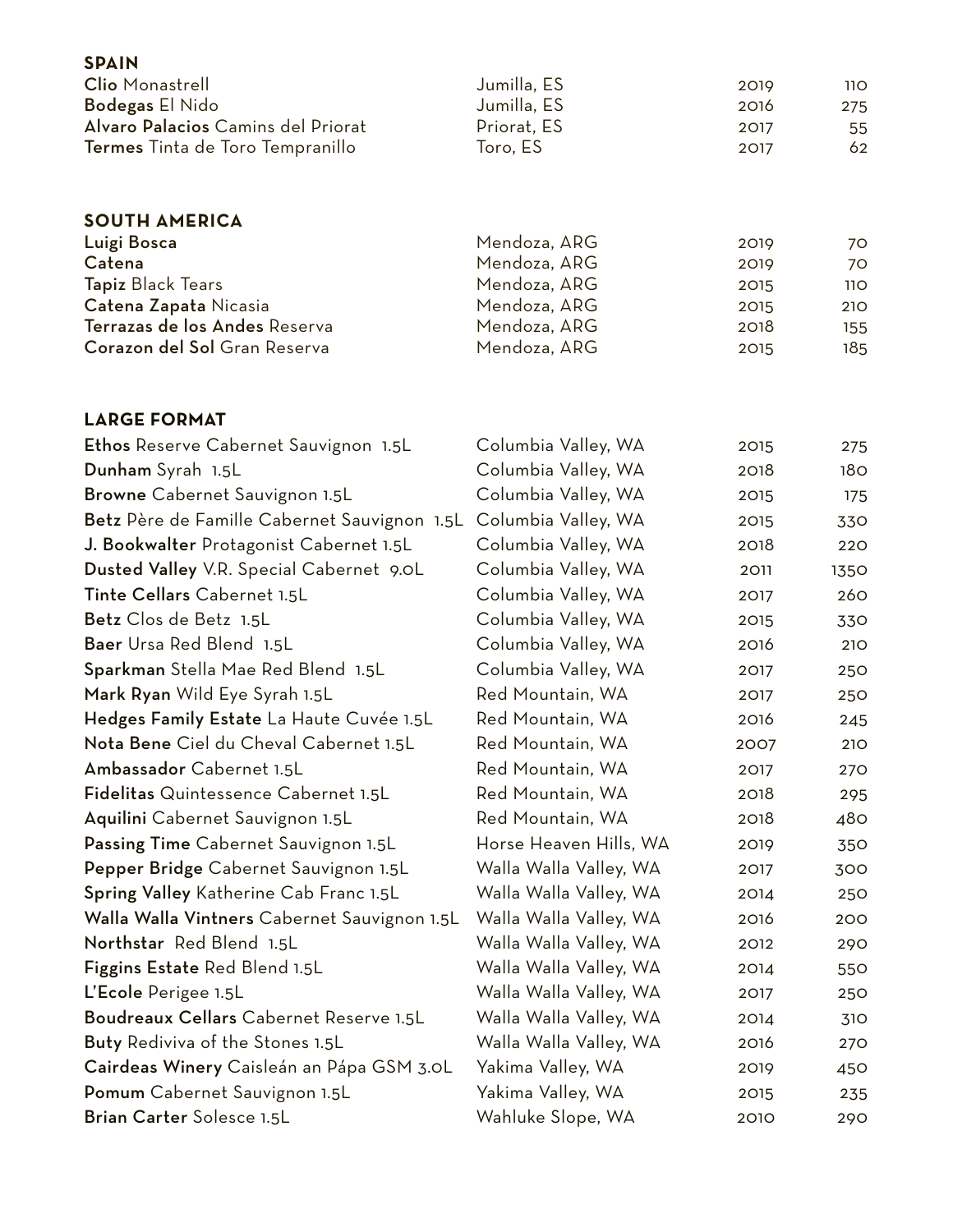## SPAIN

| Wine | Region | Vintage | Price |
|---|---|---|---|
| **Clio** Monastrell | Jumilla, ES | 2019 | 110 |
| **Bodegas** El Nido | Jumilla, ES | 2016 | 275 |
| **Alvaro Palacios** Camins del Priorat | Priorat, ES | 2017 | 55 |
| **Termes** Tinta de Toro Tempranillo | Toro, ES | 2017 | 62 |

## SOUTH AMERICA

| Wine | Region | Vintage | Price |
|---|---|---|---|
| **Luigi Bosca** | Mendoza, ARG | 2019 | 70 |
| **Catena** | Mendoza, ARG | 2019 | 70 |
| **Tapiz** Black Tears | Mendoza, ARG | 2015 | 110 |
| **Catena Zapata** Nicasia | Mendoza, ARG | 2015 | 210 |
| **Terrazas de los Andes** Reserva | Mendoza, ARG | 2018 | 155 |
| **Corazon del Sol** Gran Reserva | Mendoza, ARG | 2015 | 185 |

## LARGE FORMAT

| Wine | Region | Vintage | Price |
|---|---|---|---|
| **Ethos** Reserve Cabernet Sauvignon 1.5L | Columbia Valley, WA | 2015 | 275 |
| **Dunham** Syrah 1.5L | Columbia Valley, WA | 2018 | 180 |
| **Browne** Cabernet Sauvignon 1.5L | Columbia Valley, WA | 2015 | 175 |
| **Betz** Père de Famille Cabernet Sauvignon 1.5L | Columbia Valley, WA | 2015 | 330 |
| **J. Bookwalter** Protagonist Cabernet 1.5L | Columbia Valley, WA | 2018 | 220 |
| **Dusted Valley** V.R. Special Cabernet 9.0L | Columbia Valley, WA | 2011 | 1350 |
| **Tinte Cellars** Cabernet 1.5L | Columbia Valley, WA | 2017 | 260 |
| **Betz** Clos de Betz 1.5L | Columbia Valley, WA | 2015 | 330 |
| **Baer** Ursa Red Blend 1.5L | Columbia Valley, WA | 2016 | 210 |
| **Sparkman** Stella Mae Red Blend 1.5L | Columbia Valley, WA | 2017 | 250 |
| **Mark Ryan** Wild Eye Syrah 1.5L | Red Mountain, WA | 2017 | 250 |
| **Hedges Family Estate** La Haute Cuvée 1.5L | Red Mountain, WA | 2016 | 245 |
| **Nota Bene** Ciel du Cheval Cabernet 1.5L | Red Mountain, WA | 2007 | 210 |
| **Ambassador** Cabernet 1.5L | Red Mountain, WA | 2017 | 270 |
| **Fidelitas** Quintessence Cabernet 1.5L | Red Mountain, WA | 2018 | 295 |
| **Aquilini** Cabernet Sauvignon 1.5L | Red Mountain, WA | 2018 | 480 |
| **Passing Time** Cabernet Sauvignon 1.5L | Horse Heaven Hills, WA | 2019 | 350 |
| **Pepper Bridge** Cabernet Sauvignon 1.5L | Walla Walla Valley, WA | 2017 | 300 |
| **Spring Valley** Katherine Cab Franc 1.5L | Walla Walla Valley, WA | 2014 | 250 |
| **Walla Walla Vintners** Cabernet Sauvignon 1.5L | Walla Walla Valley, WA | 2016 | 200 |
| **Northstar** Red Blend 1.5L | Walla Walla Valley, WA | 2012 | 290 |
| **Figgins Estate** Red Blend 1.5L | Walla Walla Valley, WA | 2014 | 550 |
| **L'Ecole** Perigee 1.5L | Walla Walla Valley, WA | 2017 | 250 |
| **Boudreaux Cellars** Cabernet Reserve 1.5L | Walla Walla Valley, WA | 2014 | 310 |
| **Buty** Rediviva of the Stones 1.5L | Walla Walla Valley, WA | 2016 | 270 |
| **Cairdeas Winery** Caisleán an Pápa GSM 3.0L | Yakima Valley, WA | 2019 | 450 |
| **Pomum** Cabernet Sauvignon 1.5L | Yakima Valley, WA | 2015 | 235 |
| **Brian Carter** Solesce 1.5L | Wahluke Slope, WA | 2010 | 290 |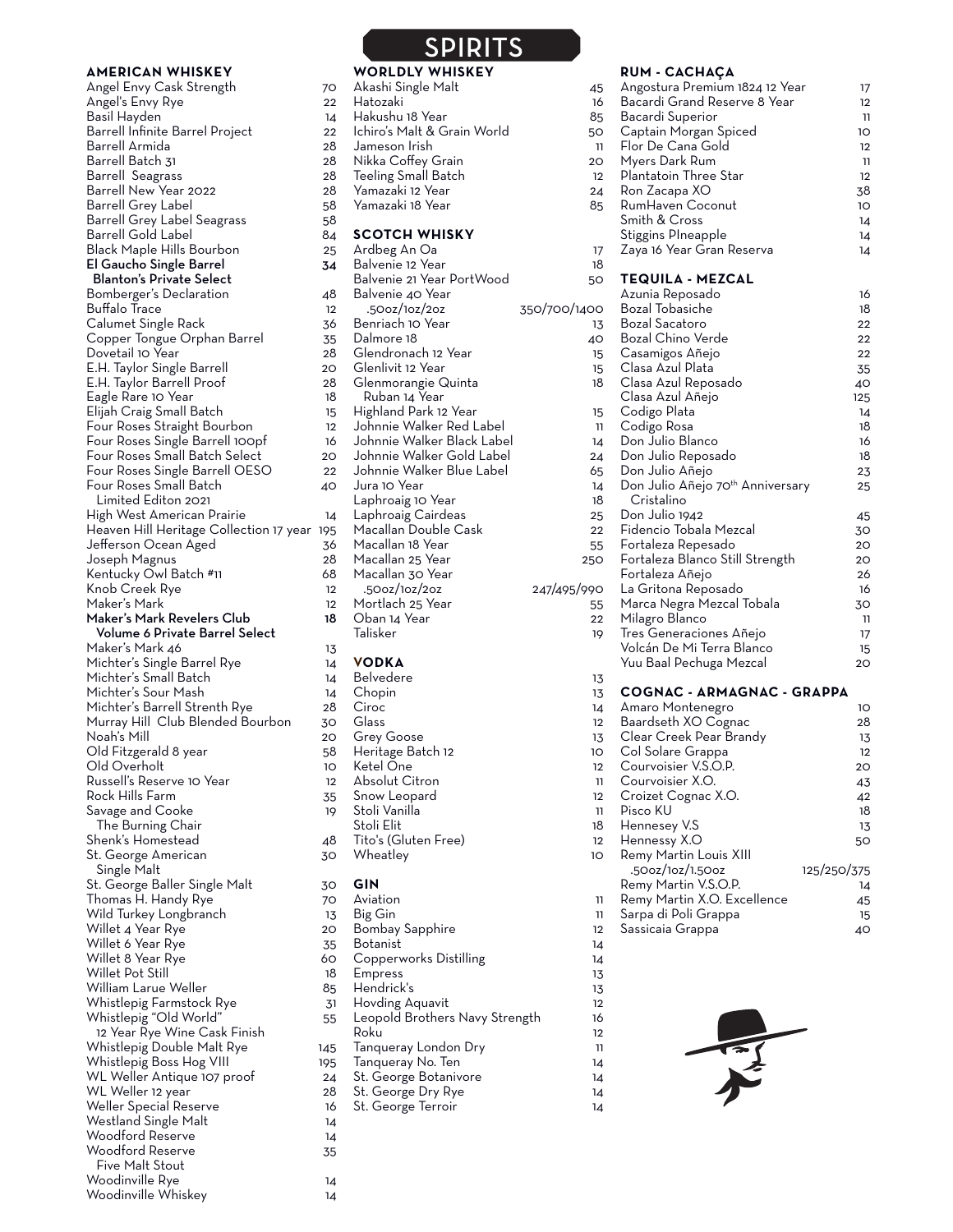# SPIRITS

## AMERICAN WHISKEY

| Item | Price |
|---|---|
| Angel Envy Cask Strength | 70 |
| Angel's Envy Rye | 22 |
| Basil Hayden | 14 |
| Barrell Infinite Barrel Project | 22 |
| Barrell Armida | 28 |
| Barrell Batch 31 | 28 |
| Barrell Seagrass | 28 |
| Barrell New Year 2022 | 28 |
| Barrell Grey Label | 58 |
| Barrell Grey Label Seagrass | 58 |
| Barrell Gold Label | 84 |
| Black Maple Hills Bourbon | 25 |
| **El Gaucho Single Barrel Blanton's Private Select** | **34** |
| Bomberger's Declaration | 48 |
| Buffalo Trace | 12 |
| Calumet Single Rack | 36 |
| Copper Tongue Orphan Barrel | 35 |
| Dovetail 10 Year | 28 |
| E.H. Taylor Single Barrell | 20 |
| E.H. Taylor Barrell Proof | 28 |
| Eagle Rare 10 Year | 18 |
| Elijah Craig Small Batch | 15 |
| Four Roses Straight Bourbon | 12 |
| Four Roses Single Barrell 100pf | 16 |
| Four Roses Small Batch Select | 20 |
| Four Roses Single Barrell OESO | 22 |
| Four Roses Small Batch Limited Editon 2021 | 40 |
| High West American Prairie | 14 |
| Heaven Hill Heritage Collection 17 year | 195 |
| Jefferson Ocean Aged | 36 |
| Joseph Magnus | 28 |
| Kentucky Owl Batch #11 | 68 |
| Knob Creek Rye | 12 |
| Maker's Mark | 12 |
| **Maker's Mark Revelers Club Volume 6 Private Barrel Select** | **18** |
| Maker's Mark 46 | 13 |
| Michter's Single Barrel Rye | 14 |
| Michter's Small Batch | 14 |
| Michter's Sour Mash | 14 |
| Michter's Barrell Strenth Rye | 28 |
| Murray Hill Club Blended Bourbon | 30 |
| Noah's Mill | 20 |
| Old Fitzgerald 8 year | 58 |
| Old Overholt | 10 |
| Russell's Reserve 10 Year | 12 |
| Rock Hills Farm | 35 |
| Savage and Cooke The Burning Chair | 19 |
| Shenk's Homestead | 48 |
| St. George American Single Malt | 30 |
| St. George Baller Single Malt | 30 |
| Thomas H. Handy Rye | 70 |
| Wild Turkey Longbranch | 13 |
| Willet 4 Year Rye | 20 |
| Willet 6 Year Rye | 35 |
| Willet 8 Year Rye | 60 |
| Willet Pot Still | 18 |
| William Larue Weller | 85 |
| Whistlepig Farmstock Rye | 31 |
| Whistlepig "Old World" 12 Year Rye Wine Cask Finish | 55 |
| Whistlepig Double Malt Rye | 145 |
| Whistlepig Boss Hog VIII | 195 |
| WL Weller Antique 107 proof | 24 |
| WL Weller 12 year | 28 |
| Weller Special Reserve | 16 |
| Westland Single Malt | 14 |
| Woodford Reserve | 14 |
| Woodford Reserve Five Malt Stout | 35 |
| Woodinville Rye | 14 |
| Woodinville Whiskey | 14 |

## WORLDLY WHISKEY

| Item | Price |
|---|---|
| Akashi Single Malt | 45 |
| Hatozaki | 16 |
| Hakushu 18 Year | 85 |
| Ichiro's Malt & Grain World | 50 |
| Jameson Irish | 11 |
| Nikka Coffey Grain | 20 |
| Teeling Small Batch | 12 |
| Yamazaki 12 Year | 24 |
| Yamazaki 18 Year | 85 |

## SCOTCH WHISKY

| Item | Price |
|---|---|
| Ardbeg An Oa | 17 |
| Balvenie 12 Year | 18 |
| Balvenie 21 Year PortWood | 50 |
| Balvenie 40 Year .50oz/1oz/2oz | 350/700/1400 |
| Benriach 10 Year | 13 |
| Dalmore 18 | 40 |
| Glendronach 12 Year | 15 |
| Glenlivit 12 Year | 15 |
| Glenmorangie Quinta Ruban 14 Year | 18 |
| Highland Park 12 Year | 15 |
| Johnnie Walker Red Label | 11 |
| Johnnie Walker Black Label | 14 |
| Johnnie Walker Gold Label | 24 |
| Johnnie Walker Blue Label | 65 |
| Jura 10 Year | 14 |
| Laphroaig 10 Year | 18 |
| Laphroaig Cairdeas | 25 |
| Macallan Double Cask | 22 |
| Macallan 18 Year | 55 |
| Macallan 25 Year | 250 |
| Macallan 30 Year .50oz/1oz/2oz | 247/495/990 |
| Mortlach 25 Year | 55 |
| Oban 14 Year | 22 |
| Talisker | 19 |

## VODKA

| Item | Price |
|---|---|
| Belvedere | 13 |
| Chopin | 13 |
| Ciroc | 14 |
| Glass | 12 |
| Grey Goose | 13 |
| Heritage Batch 12 | 10 |
| Ketel One | 12 |
| Absolut Citron | 11 |
| Snow Leopard | 12 |
| Stoli Vanilla | 11 |
| Stoli Elit | 18 |
| Tito's (Gluten Free) | 12 |
| Wheatley | 10 |

## GIN

| Item | Price |
|---|---|
| Aviation | 11 |
| Big Gin | 11 |
| Bombay Sapphire | 12 |
| Botanist | 14 |
| Copperworks Distilling | 14 |
| Empress | 13 |
| Hendrick's | 13 |
| Hovding Aquavit | 12 |
| Leopold Brothers Navy Strength | 16 |
| Roku | 12 |
| Tanqueray London Dry | 11 |
| Tanqueray No. Ten | 14 |
| St. George Botanivore | 14 |
| St. George Dry Rye | 14 |
| St. George Terroir | 14 |

## RUM - CACHAÇA

| Item | Price |
|---|---|
| Angostura Premium 1824 12 Year | 17 |
| Bacardi Grand Reserve 8 Year | 12 |
| Bacardi Superior | 11 |
| Captain Morgan Spiced | 10 |
| Flor De Cana Gold | 12 |
| Myers Dark Rum | 11 |
| Plantatoin Three Star | 12 |
| Ron Zacapa XO | 38 |
| RumHaven Coconut | 10 |
| Smith & Cross | 14 |
| Stiggins PIneapple | 14 |
| Zaya 16 Year Gran Reserva | 14 |

## TEQUILA - MEZCAL

| Item | Price |
|---|---|
| Azunia Reposado | 16 |
| Bozal Tobasiche | 18 |
| Bozal Sacatoro | 22 |
| Bozal Chino Verde | 22 |
| Casamigos Añejo | 22 |
| Clasa Azul Plata | 35 |
| Clasa Azul Reposado | 40 |
| Clasa Azul Añejo | 125 |
| Codigo Plata | 14 |
| Codigo Rosa | 18 |
| Don Julio Blanco | 16 |
| Don Julio Reposado | 18 |
| Don Julio Añejo | 23 |
| Don Julio Añejo 70th Anniversary Cristalino | 25 |
| Don Julio 1942 | 45 |
| Fidencio Tobala Mezcal | 30 |
| Fortaleza Repesado | 20 |
| Fortaleza Blanco Still Strength | 20 |
| Fortaleza Añejo | 26 |
| La Gritona Reposado | 16 |
| Marca Negra Mezcal Tobala | 30 |
| Milagro Blanco | 11 |
| Tres Generaciones Añejo | 17 |
| Volcán De Mi Terra Blanco | 15 |
| Yuu Baal Pechuga Mezcal | 20 |

## COGNAC - ARMAGNAC - GRAPPA

| Item | Price |
|---|---|
| Amaro Montenegro | 10 |
| Baardseth XO Cognac | 28 |
| Clear Creek Pear Brandy | 13 |
| Col Solare Grappa | 12 |
| Courvoisier V.S.O.P. | 20 |
| Courvoisier X.O. | 43 |
| Croizet Cognac X.O. | 42 |
| Pisco KU | 18 |
| Hennesey V.S | 13 |
| Hennessy X.O | 50 |
| Remy Martin Louis XIII .50oz/1oz/1.50oz | 125/250/375 |
| Remy Martin V.S.O.P. | 14 |
| Remy Martin X.O. Excellence | 45 |
| Sarpa di Poli Grappa | 15 |
| Sassicaia Grappa | 40 |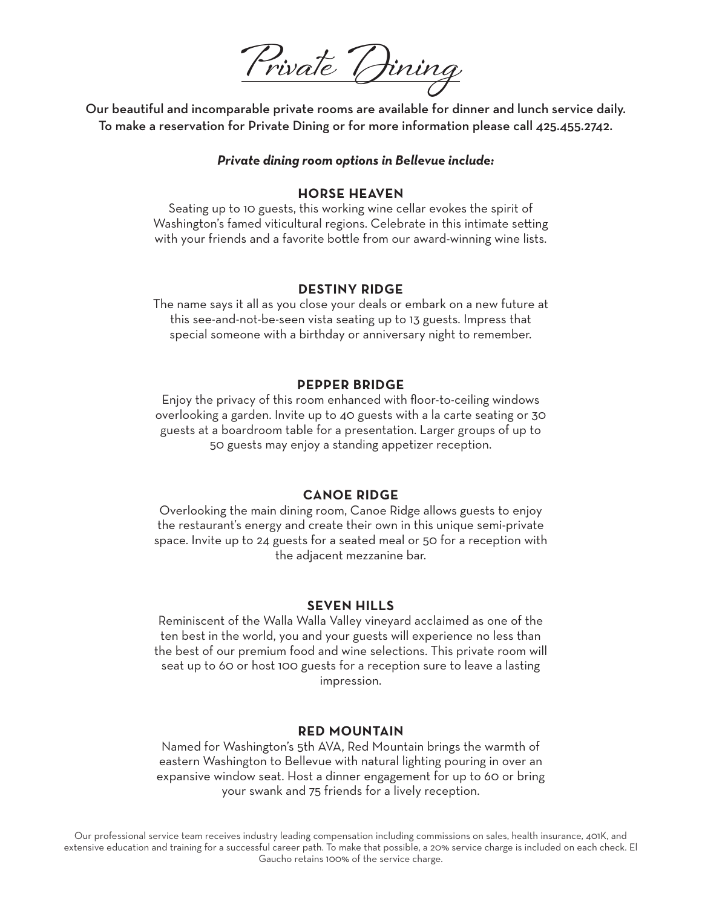# Private Dining

**Our beautiful and incomparable private rooms are available for dinner and lunch service daily. To make a reservation for Private Dining or for more information please call 425.455.2742.**

***Private dining room options in Bellevue include:***

## HORSE HEAVEN

Seating up to 10 guests, this working wine cellar evokes the spirit of Washington's famed viticultural regions. Celebrate in this intimate setting with your friends and a favorite bottle from our award-winning wine lists.

## DESTINY RIDGE

The name says it all as you close your deals or embark on a new future at this see-and-not-be-seen vista seating up to 13 guests. Impress that special someone with a birthday or anniversary night to remember.

## PEPPER BRIDGE

Enjoy the privacy of this room enhanced with floor-to-ceiling windows overlooking a garden. Invite up to 40 guests with a la carte seating or 30 guests at a boardroom table for a presentation. Larger groups of up to 50 guests may enjoy a standing appetizer reception.

## CANOE RIDGE

Overlooking the main dining room, Canoe Ridge allows guests to enjoy the restaurant's energy and create their own in this unique semi-private space. Invite up to 24 guests for a seated meal or 50 for a reception with the adjacent mezzanine bar.

## SEVEN HILLS

Reminiscent of the Walla Walla Valley vineyard acclaimed as one of the ten best in the world, you and your guests will experience no less than the best of our premium food and wine selections. This private room will seat up to 60 or host 100 guests for a reception sure to leave a lasting impression.

## RED MOUNTAIN

Named for Washington's 5th AVA, Red Mountain brings the warmth of eastern Washington to Bellevue with natural lighting pouring in over an expansive window seat. Host a dinner engagement for up to 60 or bring your swank and 75 friends for a lively reception.

Our professional service team receives industry leading compensation including commissions on sales, health insurance, 401K, and extensive education and training for a successful career path. To make that possible, a 20% service charge is included on each check. El Gaucho retains 100% of the service charge.